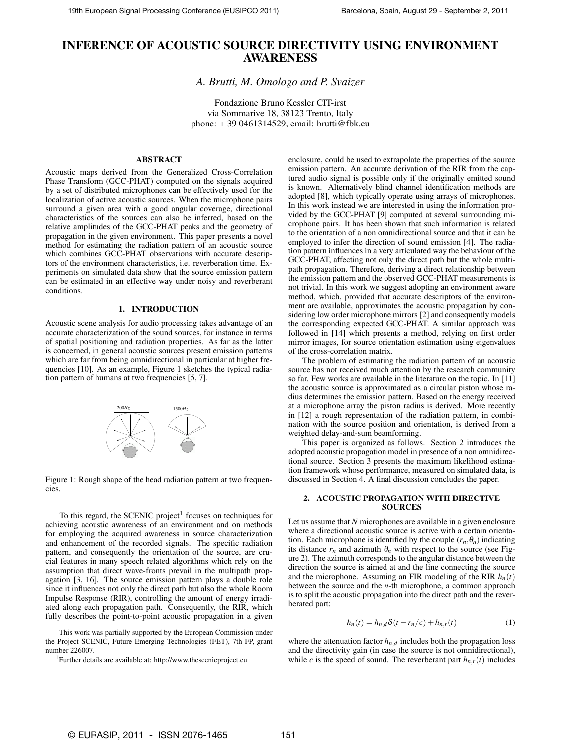# INFERENCE OF ACOUSTIC SOURCE DIRECTIVITY USING ENVIRONMENT AWARENESS

*A. Brutti, M. Omologo and P. Svaizer*

Fondazione Bruno Kessler CIT-irst
via Sommarive 18, 38123 Trento, Italy
phone: + 39 0461314529, email: brutti@fbk.eu

## ABSTRACT

Acoustic maps derived from the Generalized Cross-Correlation Phase Transform (GCC-PHAT) computed on the signals acquired by a set of distributed microphones can be effectively used for the localization of active acoustic sources. When the microphone pairs surround a given area with a good angular coverage, directional characteristics of the sources can also be inferred, based on the relative amplitudes of the GCC-PHAT peaks and the geometry of propagation in the given environment. This paper presents a novel method for estimating the radiation pattern of an acoustic source which combines GCC-PHAT observations with accurate descriptors of the environment characteristics, i.e. reverberation time. Experiments on simulated data show that the source emission pattern can be estimated in an effective way under noisy and reverberant conditions.

## 1. INTRODUCTION

Acoustic scene analysis for audio processing takes advantage of an accurate characterization of the sound sources, for instance in terms of spatial positioning and radiation properties. As far as the latter is concerned, in general acoustic sources present emission patterns which are far from being omnidirectional in particular at higher frequencies [10]. As an example, Figure 1 sketches the typical radiation pattern of humans at two frequencies [5, 7].

Figure 1: Rough shape of the head radiation pattern at two frequencies.

To this regard, the SCENIC project[1] focuses on techniques for achieving acoustic awareness of an environment and on methods for employing the acquired awareness in source characterization and enhancement of the recorded signals. The specific radiation pattern, and consequently the orientation of the source, are crucial features in many speech related algorithms which rely on the assumption that direct wave-fronts prevail in the multipath propagation [3, 16]. The source emission pattern plays a double role since it influences not only the direct path but also the whole Room Impulse Response (RIR), controlling the amount of energy irradiated along each propagation path. Consequently, the RIR, which fully describes the point-to-point acoustic propagation in a given enclosure, could be used to extrapolate the properties of the source emission pattern. An accurate derivation of the RIR from the captured audio signal is possible only if the originally emitted sound is known. Alternatively blind channel identification methods are adopted [8], which typically operate using arrays of microphones. In this work instead we are interested in using the information provided by the GCC-PHAT [9] computed at several surrounding microphone pairs. It has been shown that such information is related to the orientation of a non omnidirectional source and that it can be employed to infer the direction of sound emission [4]. The radiation pattern influences in a very articulated way the behaviour of the GCC-PHAT, affecting not only the direct path but the whole multipath propagation. Therefore, deriving a direct relationship between the emission pattern and the observed GCC-PHAT measurements is not trivial. In this work we suggest adopting an environment aware method, which, provided that accurate descriptors of the environment are available, approximates the acoustic propagation by considering low order microphone mirrors [2] and consequently models the corresponding expected GCC-PHAT. A similar approach was followed in [14] which presents a method, relying on first order mirror images, for source orientation estimation using eigenvalues of the cross-correlation matrix.

The problem of estimating the radiation pattern of an acoustic source has not received much attention by the research community so far. Few works are available in the literature on the topic. In [11] the acoustic source is approximated as a circular piston whose radius determines the emission pattern. Based on the energy received at a microphone array the piston radius is derived. More recently in [12] a rough representation of the radiation pattern, in combination with the source position and orientation, is derived from a weighted delay-and-sum beamforming.

This paper is organized as follows. Section 2 introduces the adopted acoustic propagation model in presence of a non omnidirectional source. Section 3 presents the maximum likelihood estimation framework whose performance, measured on simulated data, is discussed in Section 4. A final discussion concludes the paper.

## 2. ACOUSTIC PROPAGATION WITH DIRECTIVE SOURCES

Let us assume that $N$ microphones are available in a given enclosure where a directional acoustic source is active with a certain orientation. Each microphone is identified by the couple $(r_n, \theta_n)$ indicating its distance $r_n$ and azimuth $\theta_n$ with respect to the source (see Figure 2). The azimuth corresponds to the angular distance between the direction the source is aimed at and the line connecting the source and the microphone. Assuming an FIR modeling of the RIR $h_n(t)$ between the source and the $n$-th microphone, a common approach is to split the acoustic propagation into the direct path and the reverberated part:

$$h_n(t) = h_{n,d}\,\delta(t - r_n/c) + h_{n,r}(t) \tag{1}$$

where the attenuation factor $h_{n,d}$ includes both the propagation loss and the directivity gain (in case the source is not omnidirectional), while $c$ is the speed of sound. The reverberant part $h_{n,r}(t)$ includes

---

This work was partially supported by the European Commission under the Project SCENIC, Future Emerging Technologies (FET), 7th FP, grant number 226007.

[1] Further details are available at: http://www.thescenicproject.eu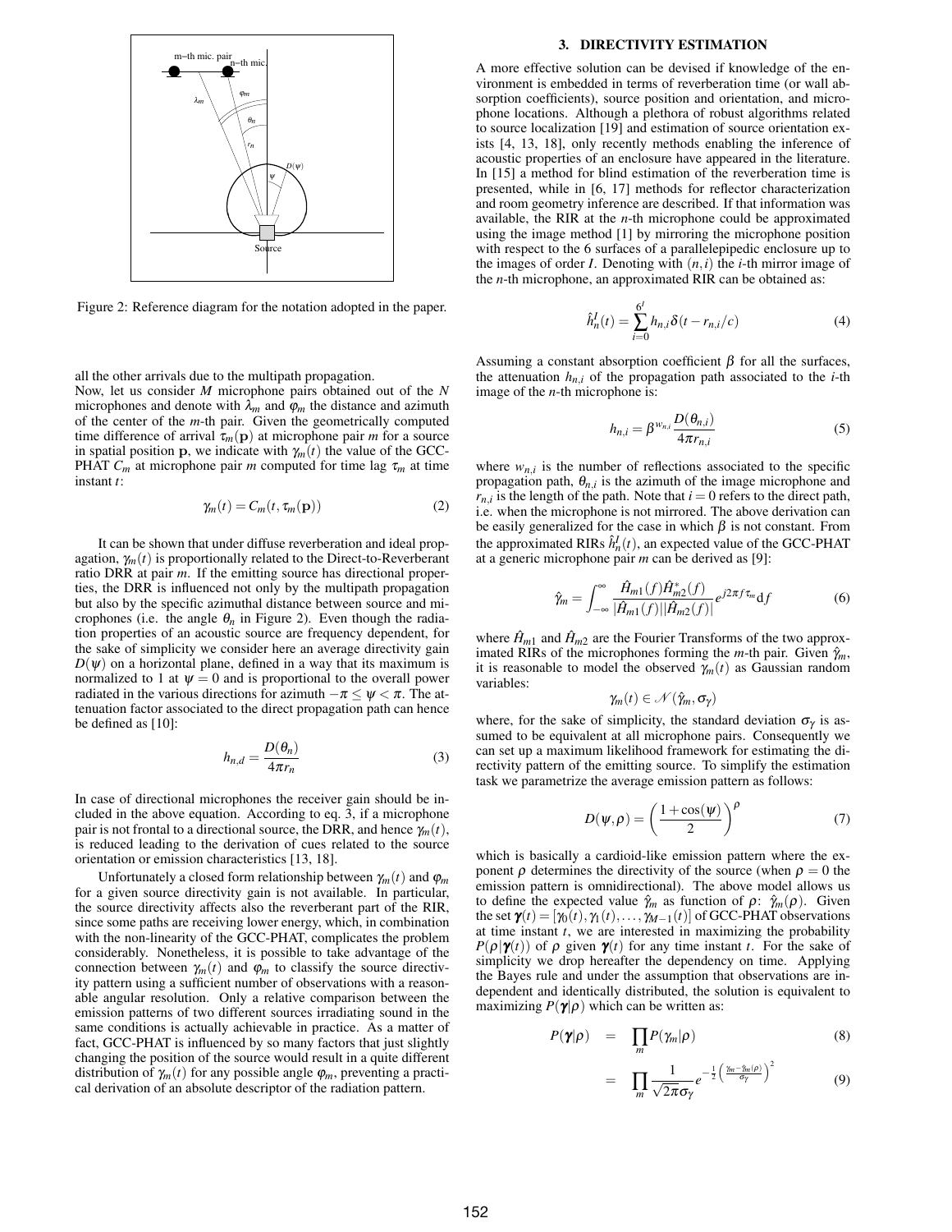Figure 2: Reference diagram for the notation adopted in the paper.

all the other arrivals due to the multipath propagation.
Now, let us consider $M$ microphone pairs obtained out of the $N$ microphones and denote with $\lambda_m$ and $\varphi_m$ the distance and azimuth of the center of the $m$-th pair. Given the geometrically computed time difference of arrival $\tau_m(\mathbf{p})$ at microphone pair $m$ for a source in spatial position $\mathbf{p}$, we indicate with $\gamma_m(t)$ the value of the GCC-PHAT $C_m$ at microphone pair $m$ computed for time lag $\tau_m$ at time instant $t$:

$$\gamma_m(t) = C_m(t, \tau_m(\mathbf{p})) \tag{2}$$

It can be shown that under diffuse reverberation and ideal propagation, $\gamma_m(t)$ is proportionally related to the Direct-to-Reverberant ratio DRR at pair $m$. If the emitting source has directional properties, the DRR is influenced not only by the multipath propagation but also by the specific azimuthal distance between source and microphones (i.e. the angle $\theta_n$ in Figure 2). Even though the radiation properties of an acoustic source are frequency dependent, for the sake of simplicity we consider here an average directivity gain $D(\psi)$ on a horizontal plane, defined in a way that its maximum is normalized to 1 at $\psi = 0$ and is proportional to the overall power radiated in the various directions for azimuth $-\pi \leq \psi < \pi$. The attenuation factor associated to the direct propagation path can hence be defined as [10]:

$$h_{n,d} = \frac{D(\theta_n)}{4\pi r_n} \tag{3}$$

In case of directional microphones the receiver gain should be included in the above equation. According to eq. 3, if a microphone pair is not frontal to a directional source, the DRR, and hence $\gamma_m(t)$, is reduced leading to the derivation of cues related to the source orientation or emission characteristics [13, 18].

Unfortunately a closed form relationship between $\gamma_m(t)$ and $\varphi_m$ for a given source directivity gain is not available. In particular, the source directivity affects also the reverberant part of the RIR, since some paths are receiving lower energy, which, in combination with the non-linearity of the GCC-PHAT, complicates the problem considerably. Nonetheless, it is possible to take advantage of the connection between $\gamma_m(t)$ and $\varphi_m$ to classify the source directivity pattern using a sufficient number of observations with a reasonable angular resolution. Only a relative comparison between the emission patterns of two different sources irradiating sound in the same conditions is actually achievable in practice. As a matter of fact, GCC-PHAT is influenced by so many factors that just slightly changing the position of the source would result in a quite different distribution of $\gamma_m(t)$ for any possible angle $\varphi_m$, preventing a practical derivation of an absolute descriptor of the radiation pattern.

## 3. DIRECTIVITY ESTIMATION

A more effective solution can be devised if knowledge of the environment is embedded in terms of reverberation time (or wall absorption coefficients), source position and orientation, and microphone locations. Although a plethora of robust algorithms related to source localization [19] and estimation of source orientation exists [4, 13, 18], only recently methods enabling the inference of acoustic properties of an enclosure have appeared in the literature. In [15] a method for blind estimation of the reverberation time is presented, while in [6, 17] methods for reflector characterization and room geometry inference are described. If that information was available, the RIR at the $n$-th microphone could be approximated using the image method [1] by mirroring the microphone position with respect to the 6 surfaces of a parallelepipedic enclosure up to the images of order $I$. Denoting with $(n,i)$ the $i$-th mirror image of the $n$-th microphone, an approximated RIR can be obtained as:

$$\hat{h}_n^I(t) = \sum_{i=0}^{6^I} h_{n,i}\,\delta(t - r_{n,i}/c) \tag{4}$$

Assuming a constant absorption coefficient $\beta$ for all the surfaces, the attenuation $h_{n,i}$ of the propagation path associated to the $i$-th image of the $n$-th microphone is:

$$h_{n,i} = \beta^{w_{n,i}} \frac{D(\theta_{n,i})}{4\pi r_{n,i}} \tag{5}$$

where $w_{n,i}$ is the number of reflections associated to the specific propagation path, $\theta_{n,i}$ is the azimuth of the image microphone and $r_{n,i}$ is the length of the path. Note that $i = 0$ refers to the direct path, i.e. when the microphone is not mirrored. The above derivation can be easily generalized for the case in which $\beta$ is not constant. From the approximated RIRs $\hat{h}_n^I(t)$, an expected value of the GCC-PHAT at a generic microphone pair $m$ can be derived as [9]:

$$\hat{\gamma}_m = \int_{-\infty}^{\infty} \frac{\hat{H}_{m1}(f)\hat{H}_{m2}^*(f)}{|\hat{H}_{m1}(f)||\hat{H}_{m2}(f)|} e^{j2\pi f \tau_m} \mathrm{d}f \tag{6}$$

where $\hat{H}_{m1}$ and $\hat{H}_{m2}$ are the Fourier Transforms of the two approximated RIRs of the microphones forming the $m$-th pair. Given $\hat{\gamma}_m$, it is reasonable to model the observed $\gamma_m(t)$ as Gaussian random variables:

$$\gamma_m(t) \in \mathcal{N}(\hat{\gamma}_m, \sigma_\gamma)$$

where, for the sake of simplicity, the standard deviation $\sigma_\gamma$ is assumed to be equivalent at all microphone pairs. Consequently we can set up a maximum likelihood framework for estimating the directivity pattern of the emitting source. To simplify the estimation task we parametrize the average emission pattern as follows:

$$D(\psi, \rho) = \left(\frac{1 + \cos(\psi)}{2}\right)^{\rho} \tag{7}$$

which is basically a cardioid-like emission pattern where the exponent $\rho$ determines the directivity of the source (when $\rho = 0$ the emission pattern is omnidirectional). The above model allows us to define the expected value $\hat{\gamma}_m$ as function of $\rho$: $\hat{\gamma}_m(\rho)$. Given the set $\boldsymbol{\gamma}(t) = [\gamma_0(t), \gamma_1(t), \ldots, \gamma_{M-1}(t)]$ of GCC-PHAT observations at time instant $t$, we are interested in maximizing the probability $P(\rho|\boldsymbol{\gamma}(t))$ of $\rho$ given $\boldsymbol{\gamma}(t)$ for any time instant $t$. For the sake of simplicity we drop hereafter the dependency on time. Applying the Bayes rule and under the assumption that observations are independent and identically distributed, the solution is equivalent to maximizing $P(\boldsymbol{\gamma}|\rho)$ which can be written as:

$$P(\boldsymbol{\gamma}|\rho) = \prod_m P(\gamma_m|\rho) \tag{8}$$

$$= \prod_m \frac{1}{\sqrt{2\pi}\sigma_\gamma} e^{-\frac{1}{2}\left(\frac{\gamma_m - \hat{\gamma}_m(\rho)}{\sigma_\gamma}\right)^2} \tag{9}$$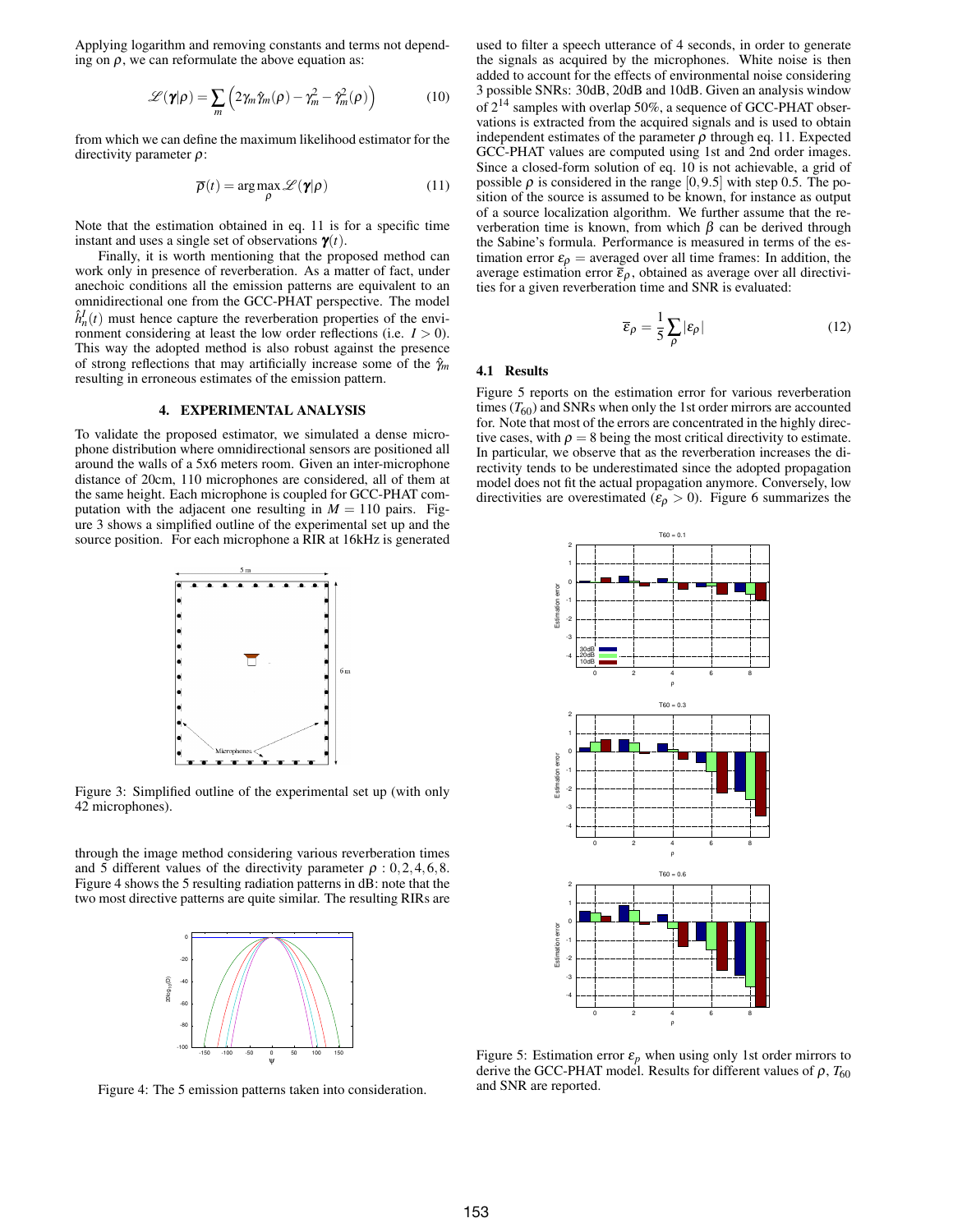Applying logarithm and removing constants and terms not depending on $\rho$, we can reformulate the above equation as:

$$\mathscr{L}(\boldsymbol{\gamma}|\rho) = \sum_m \left(2\gamma_m \hat{\gamma}_m(\rho) - \gamma_m^2 - \hat{\gamma}_m^2(\rho)\right) \tag{10}$$

from which we can define the maximum likelihood estimator for the directivity parameter $\rho$:

$$\overline{\rho}(t) = \arg\max_\rho \mathscr{L}(\boldsymbol{\gamma}|\rho) \tag{11}$$

Note that the estimation obtained in eq. 11 is for a specific time instant and uses a single set of observations $\boldsymbol{\gamma}(t)$.

Finally, it is worth mentioning that the proposed method can work only in presence of reverberation. As a matter of fact, under anechoic conditions all the emission patterns are equivalent to an omnidirectional one from the GCC-PHAT perspective. The model $\hat{h}_n^I(t)$ must hence capture the reverberation properties of the environment considering at least the low order reflections (i.e. $I > 0$). This way the adopted method is also robust against the presence of strong reflections that may artificially increase some of the $\hat{\gamma}_m$ resulting in erroneous estimates of the emission pattern.

## 4. EXPERIMENTAL ANALYSIS

To validate the proposed estimator, we simulated a dense microphone distribution where omnidirectional sensors are positioned all around the walls of a 5x6 meters room. Given an inter-microphone distance of 20cm, 110 microphones are considered, all of them at the same height. Each microphone is coupled for GCC-PHAT computation with the adjacent one resulting in $M = 110$ pairs. Figure 3 shows a simplified outline of the experimental set up and the source position. For each microphone a RIR at 16kHz is generated

Figure 3: Simplified outline of the experimental set up (with only 42 microphones).

through the image method considering various reverberation times and 5 different values of the directivity parameter $\rho : 0, 2, 4, 6, 8$. Figure 4 shows the 5 resulting radiation patterns in dB: note that the two most directive patterns are quite similar. The resulting RIRs are

Figure 4: The 5 emission patterns taken into consideration.

used to filter a speech utterance of 4 seconds, in order to generate the signals as acquired by the microphones. White noise is then added to account for the effects of environmental noise considering 3 possible SNRs: 30dB, 20dB and 10dB. Given an analysis window of $2^{14}$ samples with overlap 50%, a sequence of GCC-PHAT observations is extracted from the acquired signals and is used to obtain independent estimates of the parameter $\rho$ through eq. 11. Expected GCC-PHAT values are computed using 1st and 2nd order images. Since a closed-form solution of eq. 10 is not achievable, a grid of possible $\rho$ is considered in the range $[0, 9.5]$ with step 0.5. The position of the source is assumed to be known, for instance as output of a source localization algorithm. We further assume that the reverberation time is known, from which $\beta$ can be derived through the Sabine's formula. Performance is measured in terms of the estimation error $\varepsilon_\rho$ = averaged over all time frames: In addition, the average estimation error $\overline{\varepsilon}_\rho$, obtained as average over all directivities for a given reverberation time and SNR is evaluated:

$$\overline{\varepsilon}_\rho = \frac{1}{5} \sum_\rho |\varepsilon_\rho| \tag{12}$$

### 4.1 Results

Figure 5 reports on the estimation error for various reverberation times ($T_{60}$) and SNRs when only the 1st order mirrors are accounted for. Note that most of the errors are concentrated in the highly directive cases, with $\rho = 8$ being the most critical directivity to estimate. In particular, we observe that as the reverberation increases the directivity tends to be underestimated since the adopted propagation model does not fit the actual propagation anymore. Conversely, low directivities are overestimated ($\varepsilon_\rho > 0$). Figure 6 summarizes the

Figure 5: Estimation error $\varepsilon_p$ when using only 1st order mirrors to derive the GCC-PHAT model. Results for different values of $\rho$, $T_{60}$ and SNR are reported.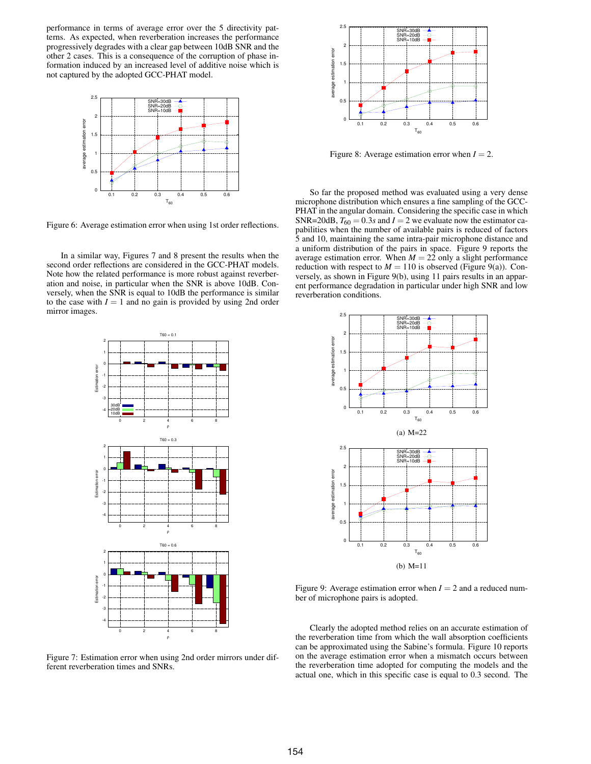performance in terms of average error over the 5 directivity patterns. As expected, when reverberation increases the performance progressively degrades with a clear gap between 10dB SNR and the other 2 cases. This is a consequence of the corruption of phase information induced by an increased level of additive noise which is not captured by the adopted GCC-PHAT model.

Figure 6: Average estimation error when using 1st order reflections.

In a similar way, Figures 7 and 8 present the results when the second order reflections are considered in the GCC-PHAT models. Note how the related performance is more robust against reverberation and noise, in particular when the SNR is above 10dB. Conversely, when the SNR is equal to 10dB the performance is similar to the case with $I = 1$ and no gain is provided by using 2nd order mirror images.

Figure 7: Estimation error when using 2nd order mirrors under different reverberation times and SNRs.

Figure 8: Average estimation error when $I = 2$.

So far the proposed method was evaluated using a very dense microphone distribution which ensures a fine sampling of the GCC-PHAT in the angular domain. Considering the specific case in which SNR=20dB, $T_{60} = 0.3s$ and $I = 2$ we evaluate now the estimator capabilities when the number of available pairs is reduced of factors 5 and 10, maintaining the same intra-pair microphone distance and a uniform distribution of the pairs in space. Figure 9 reports the average estimation error. When $M = 22$ only a slight performance reduction with respect to $M = 110$ is observed (Figure 9(a)). Conversely, as shown in Figure 9(b), using 11 pairs results in an apparent performance degradation in particular under high SNR and low reverberation conditions.

(a) M=22

(b) M=11

Figure 9: Average estimation error when $I = 2$ and a reduced number of microphone pairs is adopted.

Clearly the adopted method relies on an accurate estimation of the reverberation time from which the wall absorption coefficients can be approximated using the Sabine's formula. Figure 10 reports on the average estimation error when a mismatch occurs between the reverberation time adopted for computing the models and the actual one, which in this specific case is equal to 0.3 second. The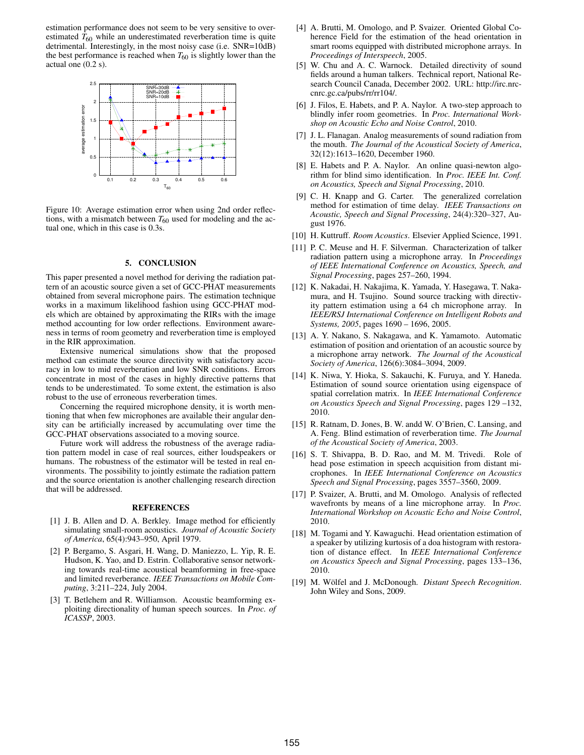estimation performance does not seem to be very sensitive to overestimated $T_{60}$ while an underestimated reverberation time is quite detrimental. Interestingly, in the most noisy case (i.e. SNR=10dB) the best performance is reached when $T_{60}$ is slightly lower than the actual one (0.2 s).

SNR=30dB
SNR=20dB
SNR=10dB
average estimation error
2.5
2
1.5
1
0.5
0
0.1
0.2
0.3
0.4
0.5
0.6
$T_{60}$

Figure 10: Average estimation error when using 2nd order reflections, with a mismatch between $T_{60}$ used for modeling and the actual one, which in this case is 0.3s.

## 5. CONCLUSION

This paper presented a novel method for deriving the radiation pattern of an acoustic source given a set of GCC-PHAT measurements obtained from several microphone pairs. The estimation technique works in a maximum likelihood fashion using GCC-PHAT models which are obtained by approximating the RIRs with the image method accounting for low order reflections. Environment awareness in terms of room geometry and reverberation time is employed in the RIR approximation.

Extensive numerical simulations show that the proposed method can estimate the source directivity with satisfactory accuracy in low to mid reverberation and low SNR conditions. Errors concentrate in most of the cases in highly directive patterns that tends to be underestimated. To some extent, the estimation is also robust to the use of erroneous reverberation times.

Concerning the required microphone density, it is worth mentioning that when few microphones are available their angular density can be artificially increased by accumulating over time the GCC-PHAT observations associated to a moving source.

Future work will address the robustness of the average radiation pattern model in case of real sources, either loudspeakers or humans. The robustness of the estimator will be tested in real environments. The possibility to jointly estimate the radiation pattern and the source orientation is another challenging research direction that will be addressed.

## REFERENCES

[1] J. B. Allen and D. A. Berkley. Image method for efficiently simulating small-room acoustics. *Journal of Acoustic Society of America*, 65(4):943–950, April 1979.

[2] P. Bergamo, S. Asgari, H. Wang, D. Maniezzo, L. Yip, R. E. Hudson, K. Yao, and D. Estrin. Collaborative sensor networking towards real-time acoustical beamforming in free-space and limited reverberance. *IEEE Transactions on Mobile Computing*, 3:211–224, July 2004.

[3] T. Betlehem and R. Williamson. Acoustic beamforming exploiting directionality of human speech sources. In *Proc. of ICASSP*, 2003.

[4] A. Brutti, M. Omologo, and P. Svaizer. Oriented Global Coherence Field for the estimation of the head orientation in smart rooms equipped with distributed microphone arrays. In *Proceedings of Interspeech*, 2005.

[5] W. Chu and A. C. Warnock. Detailed directivity of sound fields around a human talkers. Technical report, National Research Council Canada, December 2002. URL: http://irc.nrc-cnrc.gc.ca/pubs/rr/rr104/.

[6] J. Filos, E. Habets, and P. A. Naylor. A two-step approach to blindly infer room geometries. In *Proc. International Workshop on Acoustic Echo and Noise Control*, 2010.

[7] J. L. Flanagan. Analog measurements of sound radiation from the mouth. *The Journal of the Acoustical Society of America*, 32(12):1613–1620, December 1960.

[8] E. Habets and P. A. Naylor. An online quasi-newton algorithm for blind simo identification. In *Proc. IEEE Int. Conf. on Acoustics, Speech and Signal Processing*, 2010.

[9] C. H. Knapp and G. Carter. The generalized correlation method for estimation of time delay. *IEEE Transactions on Acoustic, Speech and Signal Processing*, 24(4):320–327, August 1976.

[10] H. Kuttruff. *Room Acoustics*. Elsevier Applied Science, 1991.

[11] P. C. Meuse and H. F. Silverman. Characterization of talker radiation pattern using a microphone array. In *Proceedings of IEEE International Conference on Acoustics, Speech, and Signal Processing*, pages 257–260, 1994.

[12] K. Nakadai, H. Nakajima, K. Yamada, Y. Hasegawa, T. Nakamura, and H. Tsujino. Sound source tracking with directivity pattern estimation using a 64 ch microphone array. In *IEEE/RSJ International Conference on Intelligent Robots and Systems, 2005*, pages 1690 – 1696, 2005.

[13] A. Y. Nakano, S. Nakagawa, and K. Yamamoto. Automatic estimation of position and orientation of an acoustic source by a microphone array network. *The Journal of the Acoustical Society of America*, 126(6):3084–3094, 2009.

[14] K. Niwa, Y. Hioka, S. Sakauchi, K. Furuya, and Y. Haneda. Estimation of sound source orientation using eigenspace of spatial correlation matrix. In *IEEE International Conference on Acoustics Speech and Signal Processing*, pages 129 –132, 2010.

[15] R. Ratnam, D. Jones, B. W. andd W. O'Brien, C. Lansing, and A. Feng. Blind estimation of reverberation time. *The Journal of the Acoustical Society of America*, 2003.

[16] S. T. Shivappa, B. D. Rao, and M. M. Trivedi. Role of head pose estimation in speech acquisition from distant microphones. In *IEEE International Conference on Acoustics Speech and Signal Processing*, pages 3557–3560, 2009.

[17] P. Svaizer, A. Brutti, and M. Omologo. Analysis of reflected wavefronts by means of a line microphone array. In *Proc. International Workshop on Acoustic Echo and Noise Control*, 2010.

[18] M. Togami and Y. Kawaguchi. Head orientation estimation of a speaker by utilizing kurtosis of a doa histogram with restoration of distance effect. In *IEEE International Conference on Acoustics Speech and Signal Processing*, pages 133–136, 2010.

[19] M. Wölfel and J. McDonough. *Distant Speech Recognition*. John Wiley and Sons, 2009.